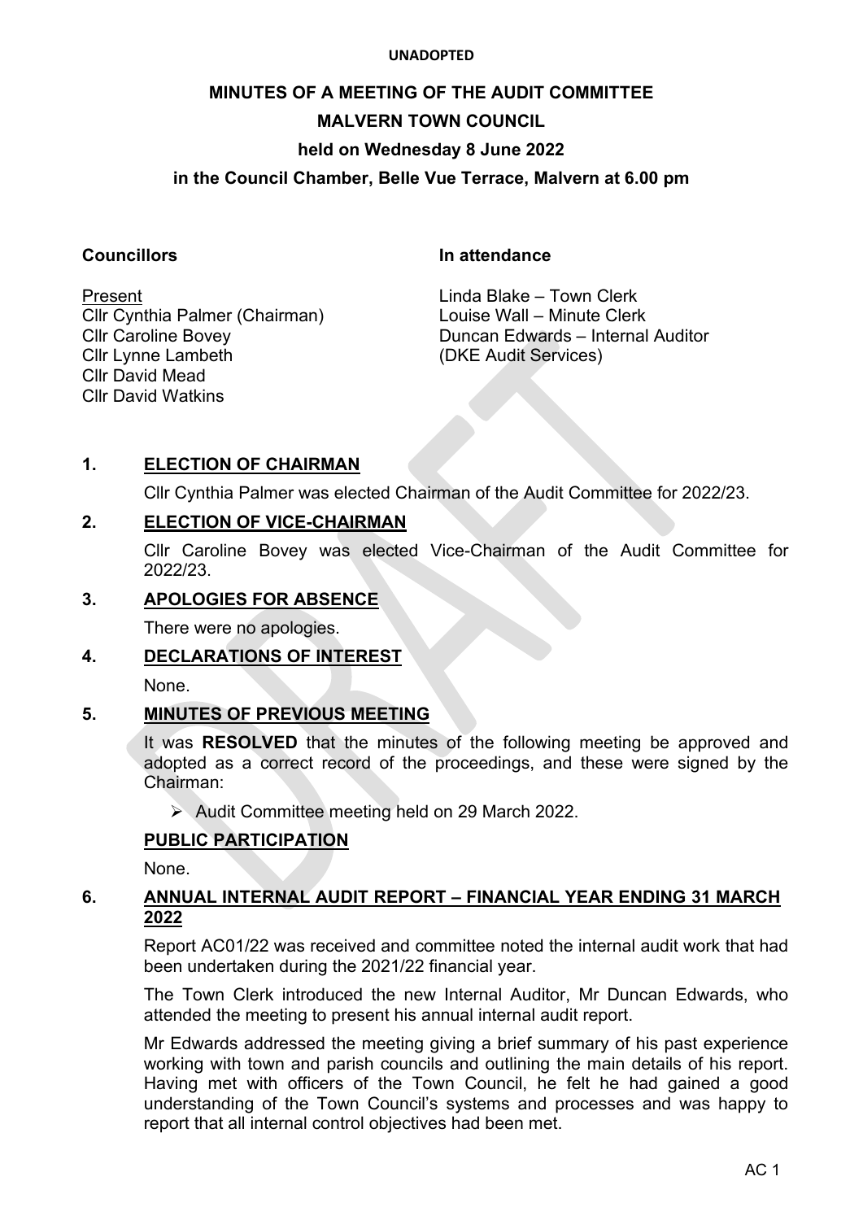UNADOPTED

# MINUTES OF A MEETING OF THE AUDIT COMMITTEE
# MALVERN TOWN COUNCIL
## held on Wednesday 8 June 2022
## in the Council Chamber, Belle Vue Terrace, Malvern at 6.00 pm

**Councillors**

Present
Cllr Cynthia Palmer (Chairman)
Cllr Caroline Bovey
Cllr Lynne Lambeth
Cllr David Mead
Cllr David Watkins

**In attendance**

Linda Blake – Town Clerk
Louise Wall – Minute Clerk
Duncan Edwards – Internal Auditor
(DKE Audit Services)

### 1. ELECTION OF CHAIRMAN

Cllr Cynthia Palmer was elected Chairman of the Audit Committee for 2022/23.

### 2. ELECTION OF VICE-CHAIRMAN

Cllr Caroline Bovey was elected Vice-Chairman of the Audit Committee for 2022/23.

### 3. APOLOGIES FOR ABSENCE

There were no apologies.

### 4. DECLARATIONS OF INTEREST

None.

### 5. MINUTES OF PREVIOUS MEETING

It was **RESOLVED** that the minutes of the following meeting be approved and adopted as a correct record of the proceedings, and these were signed by the Chairman:

- Audit Committee meeting held on 29 March 2022.

### PUBLIC PARTICIPATION

None.

### 6. ANNUAL INTERNAL AUDIT REPORT – FINANCIAL YEAR ENDING 31 MARCH 2022

Report AC01/22 was received and committee noted the internal audit work that had been undertaken during the 2021/22 financial year.

The Town Clerk introduced the new Internal Auditor, Mr Duncan Edwards, who attended the meeting to present his annual internal audit report.

Mr Edwards addressed the meeting giving a brief summary of his past experience working with town and parish councils and outlining the main details of his report. Having met with officers of the Town Council, he felt he had gained a good understanding of the Town Council's systems and processes and was happy to report that all internal control objectives had been met.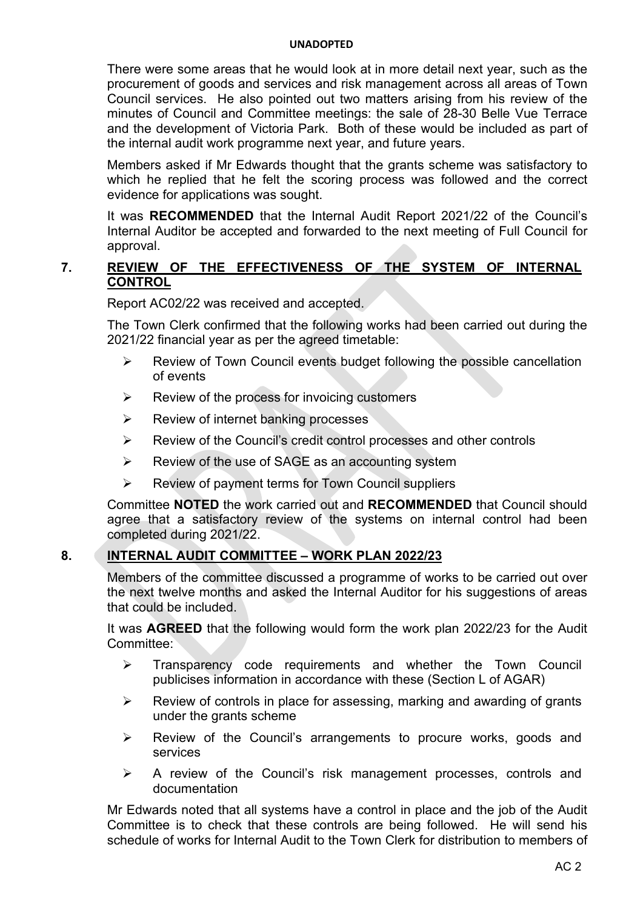UNADOPTED

There were some areas that he would look at in more detail next year, such as the procurement of goods and services and risk management across all areas of Town Council services. He also pointed out two matters arising from his review of the minutes of Council and Committee meetings: the sale of 28-30 Belle Vue Terrace and the development of Victoria Park. Both of these would be included as part of the internal audit work programme next year, and future years.

Members asked if Mr Edwards thought that the grants scheme was satisfactory to which he replied that he felt the scoring process was followed and the correct evidence for applications was sought.

It was **RECOMMENDED** that the Internal Audit Report 2021/22 of the Council's Internal Auditor be accepted and forwarded to the next meeting of Full Council for approval.

## 7. REVIEW OF THE EFFECTIVENESS OF THE SYSTEM OF INTERNAL CONTROL

Report AC02/22 was received and accepted.

The Town Clerk confirmed that the following works had been carried out during the 2021/22 financial year as per the agreed timetable:

- Review of Town Council events budget following the possible cancellation of events
- Review of the process for invoicing customers
- Review of internet banking processes
- Review of the Council's credit control processes and other controls
- Review of the use of SAGE as an accounting system
- Review of payment terms for Town Council suppliers

Committee **NOTED** the work carried out and **RECOMMENDED** that Council should agree that a satisfactory review of the systems on internal control had been completed during 2021/22.

## 8. INTERNAL AUDIT COMMITTEE – WORK PLAN 2022/23

Members of the committee discussed a programme of works to be carried out over the next twelve months and asked the Internal Auditor for his suggestions of areas that could be included.

It was **AGREED** that the following would form the work plan 2022/23 for the Audit Committee:

- Transparency code requirements and whether the Town Council publicises information in accordance with these (Section L of AGAR)
- Review of controls in place for assessing, marking and awarding of grants under the grants scheme
- Review of the Council's arrangements to procure works, goods and services
- A review of the Council's risk management processes, controls and documentation

Mr Edwards noted that all systems have a control in place and the job of the Audit Committee is to check that these controls are being followed. He will send his schedule of works for Internal Audit to the Town Clerk for distribution to members of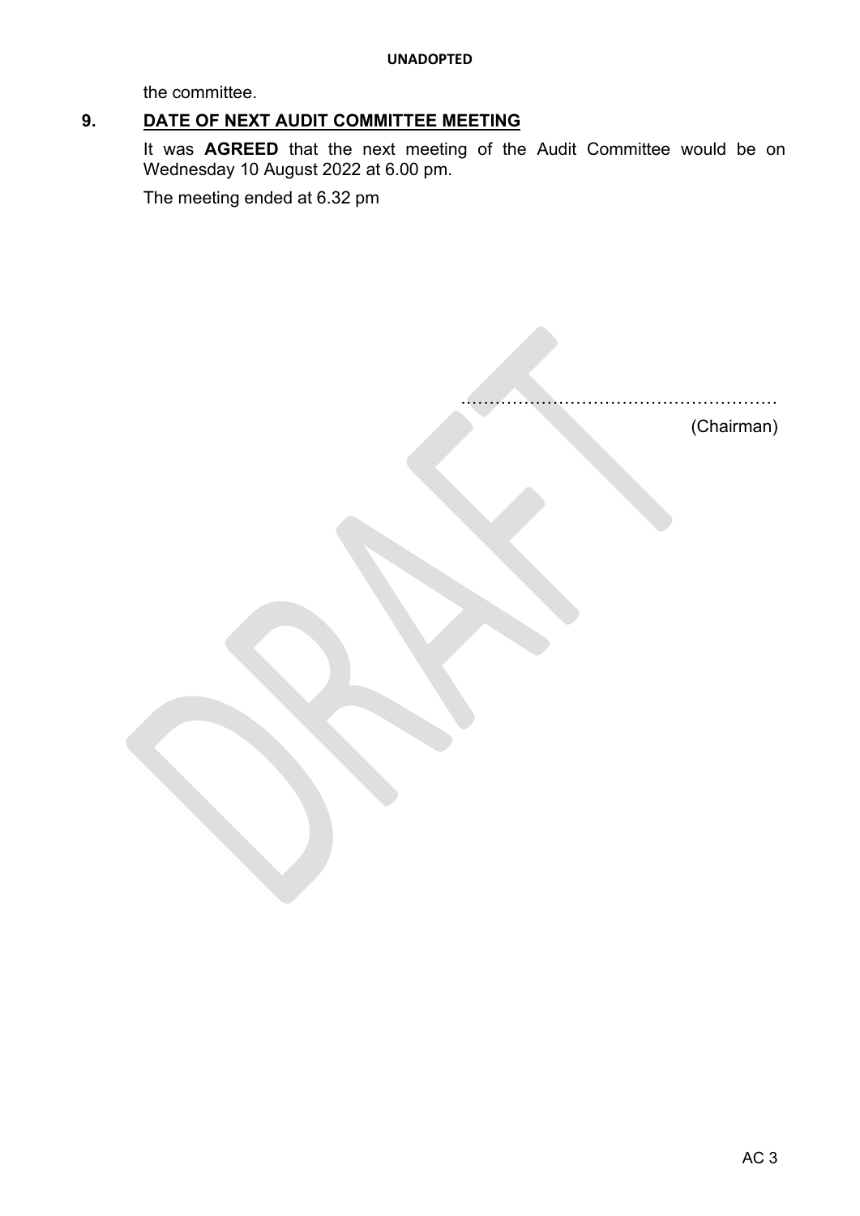the committee.

## 9. DATE OF NEXT AUDIT COMMITTEE MEETING

It was **AGREED** that the next meeting of the Audit Committee would be on Wednesday 10 August 2022 at 6.00 pm.

The meeting ended at 6.32 pm

………………………………………………

(Chairman)